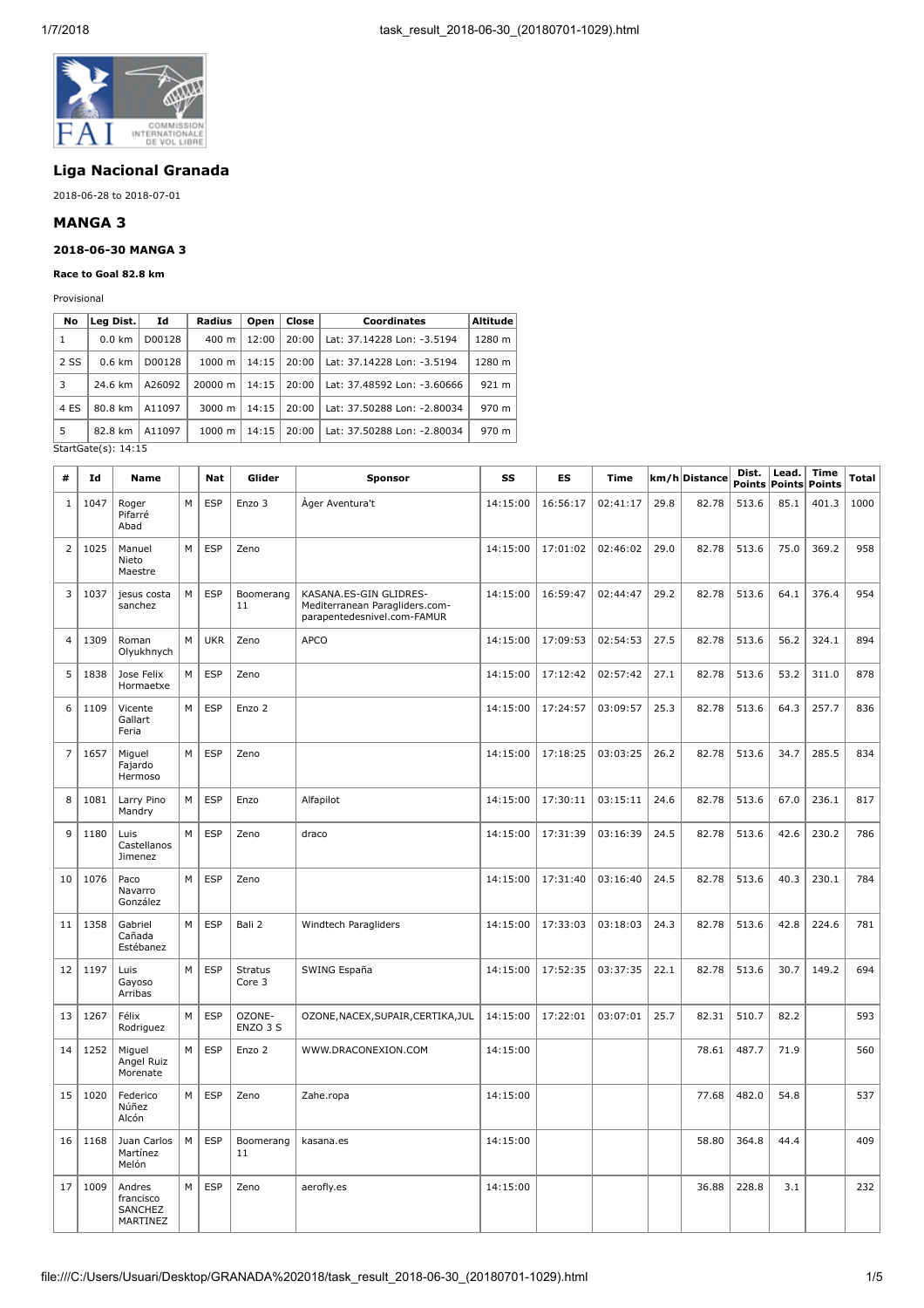## Liga Nacional Granada

2018-06-28 to 2018-07-01

## MANGA 3

### 2018-06-30 MANGA 3

#### Race to Goal 82.8 km

Provisional

| No | Leg Dist. | Id | Radius | Open | Close | Coordinates | Altitude |
|---|---|---|---|---|---|---|---|
| 1 | 0.0 km | D00128 | 400 m | 12:00 | 20:00 | Lat: 37.14228 Lon: -3.5194 | 1280 m |
| 2 SS | 0.6 km | D00128 | 1000 m | 14:15 | 20:00 | Lat: 37.14228 Lon: -3.5194 | 1280 m |
| 3 | 24.6 km | A26092 | 20000 m | 14:15 | 20:00 | Lat: 37.48592 Lon: -3.60666 | 921 m |
| 4 ES | 80.8 km | A11097 | 3000 m | 14:15 | 20:00 | Lat: 37.50288 Lon: -2.80034 | 970 m |
| 5 | 82.8 km | A11097 | 1000 m | 14:15 | 20:00 | Lat: 37.50288 Lon: -2.80034 | 970 m |

StartGate(s): 14:15

| # | Id | Name | | Nat | Glider | Sponsor | SS | ES | Time | km/h | Distance | Dist. Points | Lead. Points | Time Points | Total |
|---|---|---|---|---|---|---|---|---|---|---|---|---|---|---|---|
| 1 | 1047 | Roger Pifarré Abad | M | ESP | Enzo 3 | Àger Aventura't | 14:15:00 | 16:56:17 | 02:41:17 | 29.8 | 82.78 | 513.6 | 85.1 | 401.3 | 1000 |
| 2 | 1025 | Manuel Nieto Maestre | M | ESP | Zeno | | 14:15:00 | 17:01:02 | 02:46:02 | 29.0 | 82.78 | 513.6 | 75.0 | 369.2 | 958 |
| 3 | 1037 | jesus costa sanchez | M | ESP | Boomerang 11 | KASANA.ES-GIN GLIDRES-Mediterranean Paragliders.com-parapentedesnivel.com-FAMUR | 14:15:00 | 16:59:47 | 02:44:47 | 29.2 | 82.78 | 513.6 | 64.1 | 376.4 | 954 |
| 4 | 1309 | Roman Olyukhnych | M | UKR | Zeno | APCO | 14:15:00 | 17:09:53 | 02:54:53 | 27.5 | 82.78 | 513.6 | 56.2 | 324.1 | 894 |
| 5 | 1838 | Jose Felix Hormaetxe | M | ESP | Zeno | | 14:15:00 | 17:12:42 | 02:57:42 | 27.1 | 82.78 | 513.6 | 53.2 | 311.0 | 878 |
| 6 | 1109 | Vicente Gallart Feria | M | ESP | Enzo 2 | | 14:15:00 | 17:24:57 | 03:09:57 | 25.3 | 82.78 | 513.6 | 64.3 | 257.7 | 836 |
| 7 | 1657 | Miguel Fajardo Hermoso | M | ESP | Zeno | | 14:15:00 | 17:18:25 | 03:03:25 | 26.2 | 82.78 | 513.6 | 34.7 | 285.5 | 834 |
| 8 | 1081 | Larry Pino Mandry | M | ESP | Enzo | Alfapilot | 14:15:00 | 17:30:11 | 03:15:11 | 24.6 | 82.78 | 513.6 | 67.0 | 236.1 | 817 |
| 9 | 1180 | Luis Castellanos Jimenez | M | ESP | Zeno | draco | 14:15:00 | 17:31:39 | 03:16:39 | 24.5 | 82.78 | 513.6 | 42.6 | 230.2 | 786 |
| 10 | 1076 | Paco Navarro González | M | ESP | Zeno | | 14:15:00 | 17:31:40 | 03:16:40 | 24.5 | 82.78 | 513.6 | 40.3 | 230.1 | 784 |
| 11 | 1358 | Gabriel Cañada Estébanez | M | ESP | Bali 2 | Windtech Paragliders | 14:15:00 | 17:33:03 | 03:18:03 | 24.3 | 82.78 | 513.6 | 42.8 | 224.6 | 781 |
| 12 | 1197 | Luis Gayoso Arribas | M | ESP | Stratus Core 3 | SWING España | 14:15:00 | 17:52:35 | 03:37:35 | 22.1 | 82.78 | 513.6 | 30.7 | 149.2 | 694 |
| 13 | 1267 | Félix Rodriguez | M | ESP | OZONE-ENZO 3 S | OZONE,NACEX,SUPAIR,CERTIKA,JUL | 14:15:00 | 17:22:01 | 03:07:01 | 25.7 | 82.31 | 510.7 | 82.2 | | 593 |
| 14 | 1252 | Miguel Angel Ruiz Morenate | M | ESP | Enzo 2 | WWW.DRACONEXION.COM | 14:15:00 | | | | 78.61 | 487.7 | 71.9 | | 560 |
| 15 | 1020 | Federico Núñez Alcón | M | ESP | Zeno | Zahe.ropa | 14:15:00 | | | | 77.68 | 482.0 | 54.8 | | 537 |
| 16 | 1168 | Juan Carlos Martínez Melón | M | ESP | Boomerang 11 | kasana.es | 14:15:00 | | | | 58.80 | 364.8 | 44.4 | | 409 |
| 17 | 1009 | Andres francisco SANCHEZ MARTINEZ | M | ESP | Zeno | aerofly.es | 14:15:00 | | | | 36.88 | 228.8 | 3.1 | | 232 |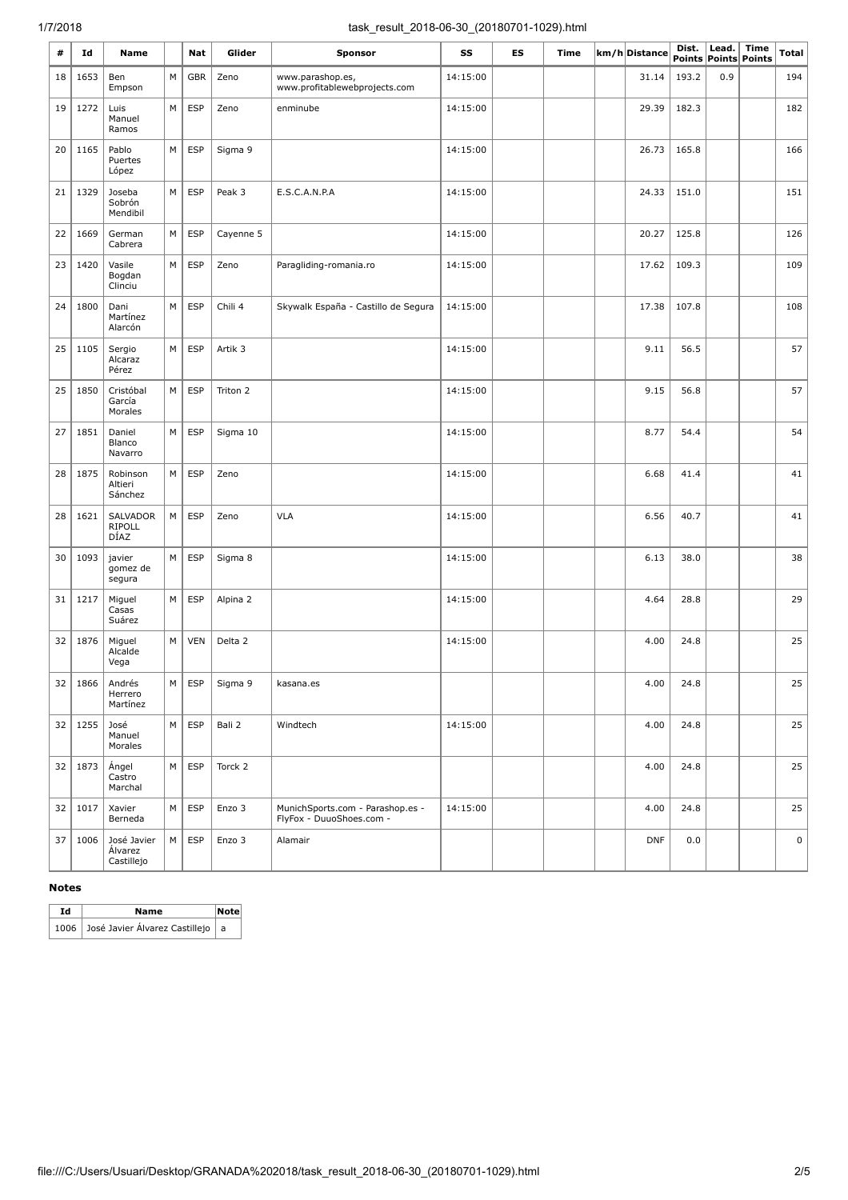| # | Id | Name | | Nat | Glider | Sponsor | SS | ES | Time | km/h | Distance | Dist. Points | Lead. Points | Time Points | Total |
|---|---|---|---|---|---|---|---|---|---|---|---|---|---|---|---|
| 18 | 1653 | Ben Empson | M | GBR | Zeno | www.parashop.es, www.profitablewebprojects.com | 14:15:00 | | | | 31.14 | 193.2 | 0.9 | | 194 |
| 19 | 1272 | Luis Manuel Ramos | M | ESP | Zeno | enminube | 14:15:00 | | | | 29.39 | 182.3 | | | 182 |
| 20 | 1165 | Pablo Puertes López | M | ESP | Sigma 9 | | 14:15:00 | | | | 26.73 | 165.8 | | | 166 |
| 21 | 1329 | Joseba Sobrón Mendibil | M | ESP | Peak 3 | E.S.C.A.N.P.A | 14:15:00 | | | | 24.33 | 151.0 | | | 151 |
| 22 | 1669 | German Cabrera | M | ESP | Cayenne 5 | | 14:15:00 | | | | 20.27 | 125.8 | | | 126 |
| 23 | 1420 | Vasile Bogdan Clinciu | M | ESP | Zeno | Paragliding-romania.ro | 14:15:00 | | | | 17.62 | 109.3 | | | 109 |
| 24 | 1800 | Dani Martínez Alarcón | M | ESP | Chili 4 | Skywalk España - Castillo de Segura | 14:15:00 | | | | 17.38 | 107.8 | | | 108 |
| 25 | 1105 | Sergio Alcaraz Pérez | M | ESP | Artik 3 | | 14:15:00 | | | | 9.11 | 56.5 | | | 57 |
| 25 | 1850 | Cristóbal García Morales | M | ESP | Triton 2 | | 14:15:00 | | | | 9.15 | 56.8 | | | 57 |
| 27 | 1851 | Daniel Blanco Navarro | M | ESP | Sigma 10 | | 14:15:00 | | | | 8.77 | 54.4 | | | 54 |
| 28 | 1875 | Robinson Altieri Sánchez | M | ESP | Zeno | | 14:15:00 | | | | 6.68 | 41.4 | | | 41 |
| 28 | 1621 | SALVADOR RIPOLL DÍAZ | M | ESP | Zeno | VLA | 14:15:00 | | | | 6.56 | 40.7 | | | 41 |
| 30 | 1093 | javier gomez de segura | M | ESP | Sigma 8 | | 14:15:00 | | | | 6.13 | 38.0 | | | 38 |
| 31 | 1217 | Miguel Casas Suárez | M | ESP | Alpina 2 | | 14:15:00 | | | | 4.64 | 28.8 | | | 29 |
| 32 | 1876 | Miguel Alcalde Vega | M | VEN | Delta 2 | | 14:15:00 | | | | 4.00 | 24.8 | | | 25 |
| 32 | 1866 | Andrés Herrero Martínez | M | ESP | Sigma 9 | kasana.es | | | | | 4.00 | 24.8 | | | 25 |
| 32 | 1255 | José Manuel Morales | M | ESP | Bali 2 | Windtech | 14:15:00 | | | | 4.00 | 24.8 | | | 25 |
| 32 | 1873 | Ángel Castro Marchal | M | ESP | Torck 2 | | | | | | 4.00 | 24.8 | | | 25 |
| 32 | 1017 | Xavier Berneda | M | ESP | Enzo 3 | MunichSports.com - Parashop.es - FlyFox - DuuoShoes.com - | 14:15:00 | | | | 4.00 | 24.8 | | | 25 |
| 37 | 1006 | José Javier Álvarez Castillejo | M | ESP | Enzo 3 | Alamair | | | | | DNF | 0.0 | | | 0 |

**Notes**

| Id | Name | Note |
|---|---|---|
| 1006 | José Javier Álvarez Castillejo | a |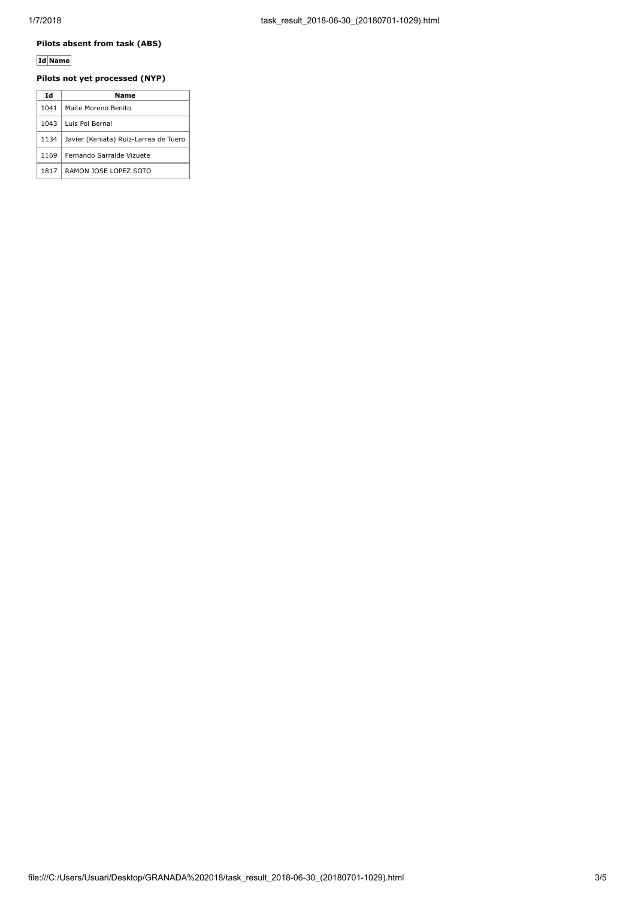**Pilots absent from task (ABS)**

| Id | Name |
|---|---|

**Pilots not yet processed (NYP)**

| Id | Name |
|---|---|
| 1041 | Maite Moreno Benito |
| 1043 | Luis Pol Bernal |
| 1134 | Javier (Keniata) Ruiz-Larrea de Tuero |
| 1169 | Fernando Sarralde Vizuete |
| 1817 | RAMON JOSE LOPEZ SOTO |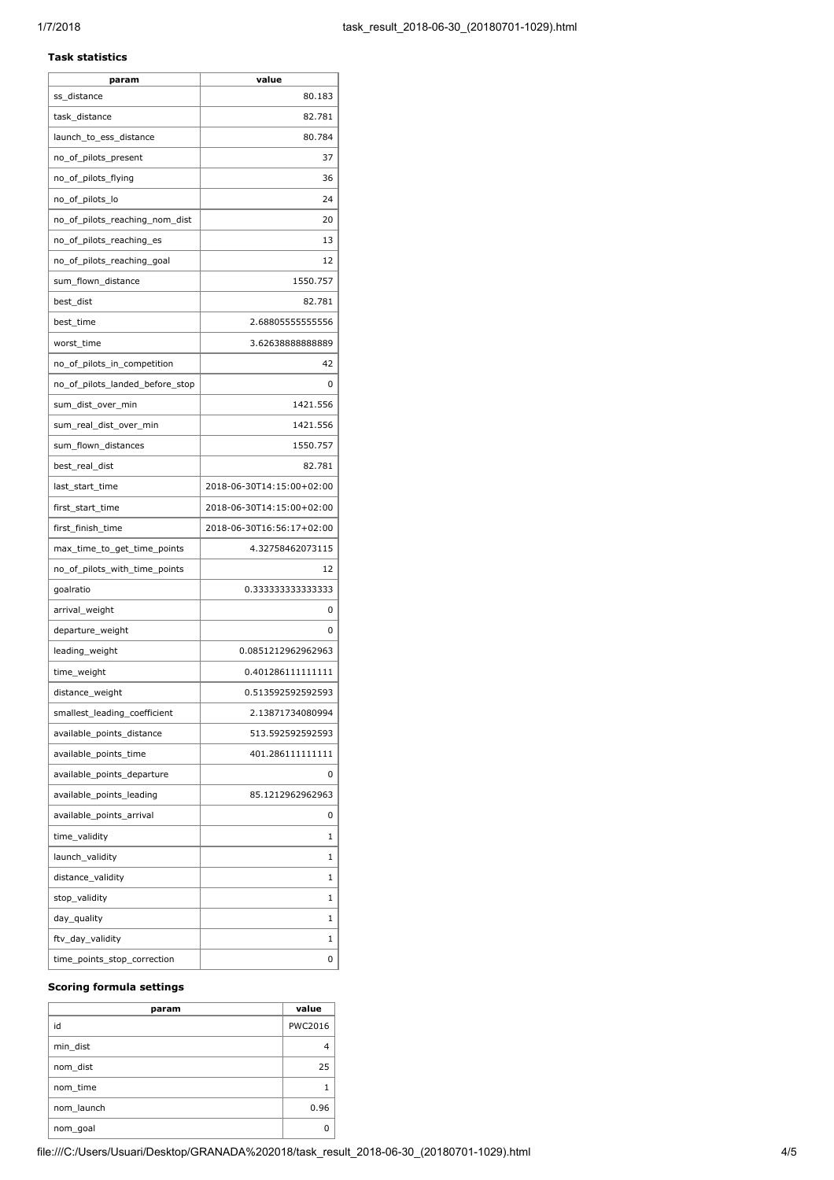**Task statistics**

| param | value |
|---|---|
| ss_distance | 80.183 |
| task_distance | 82.781 |
| launch_to_ess_distance | 80.784 |
| no_of_pilots_present | 37 |
| no_of_pilots_flying | 36 |
| no_of_pilots_lo | 24 |
| no_of_pilots_reaching_nom_dist | 20 |
| no_of_pilots_reaching_es | 13 |
| no_of_pilots_reaching_goal | 12 |
| sum_flown_distance | 1550.757 |
| best_dist | 82.781 |
| best_time | 2.68805555555556 |
| worst_time | 3.62638888888889 |
| no_of_pilots_in_competition | 42 |
| no_of_pilots_landed_before_stop | 0 |
| sum_dist_over_min | 1421.556 |
| sum_real_dist_over_min | 1421.556 |
| sum_flown_distances | 1550.757 |
| best_real_dist | 82.781 |
| last_start_time | 2018-06-30T14:15:00+02:00 |
| first_start_time | 2018-06-30T14:15:00+02:00 |
| first_finish_time | 2018-06-30T16:56:17+02:00 |
| max_time_to_get_time_points | 4.32758462073115 |
| no_of_pilots_with_time_points | 12 |
| goalratio | 0.333333333333333 |
| arrival_weight | 0 |
| departure_weight | 0 |
| leading_weight | 0.0851212962962963 |
| time_weight | 0.401286111111111 |
| distance_weight | 0.513592592592593 |
| smallest_leading_coefficient | 2.13871734080994 |
| available_points_distance | 513.592592592593 |
| available_points_time | 401.286111111111 |
| available_points_departure | 0 |
| available_points_leading | 85.1212962962963 |
| available_points_arrival | 0 |
| time_validity | 1 |
| launch_validity | 1 |
| distance_validity | 1 |
| stop_validity | 1 |
| day_quality | 1 |
| ftv_day_validity | 1 |
| time_points_stop_correction | 0 |

**Scoring formula settings**

| param | value |
|---|---|
| id | PWC2016 |
| min_dist | 4 |
| nom_dist | 25 |
| nom_time | 1 |
| nom_launch | 0.96 |
| nom_goal | 0 |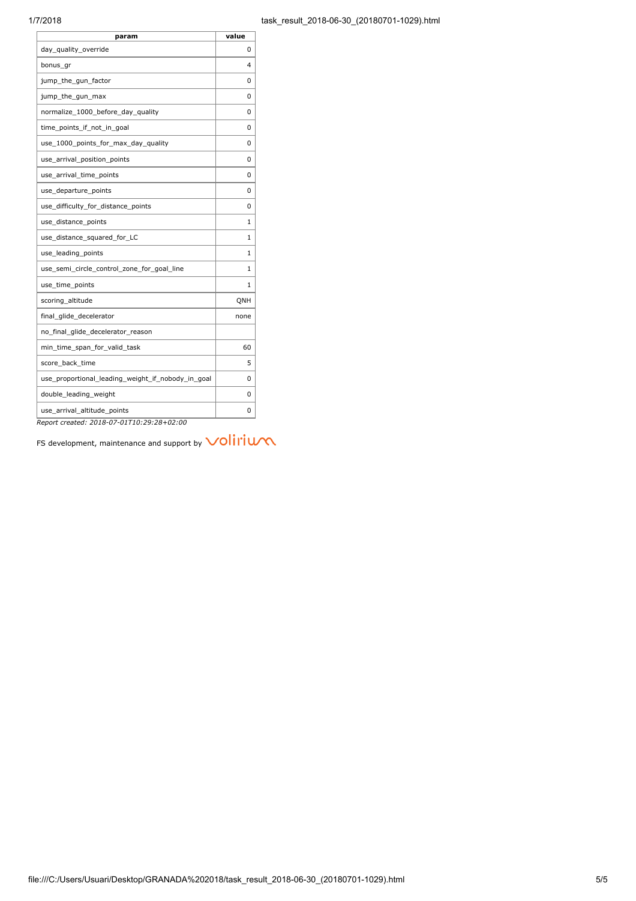| param | value |
| --- | --- |
| day_quality_override | 0 |
| bonus_gr | 4 |
| jump_the_gun_factor | 0 |
| jump_the_gun_max | 0 |
| normalize_1000_before_day_quality | 0 |
| time_points_if_not_in_goal | 0 |
| use_1000_points_for_max_day_quality | 0 |
| use_arrival_position_points | 0 |
| use_arrival_time_points | 0 |
| use_departure_points | 0 |
| use_difficulty_for_distance_points | 0 |
| use_distance_points | 1 |
| use_distance_squared_for_LC | 1 |
| use_leading_points | 1 |
| use_semi_circle_control_zone_for_goal_line | 1 |
| use_time_points | 1 |
| scoring_altitude | QNH |
| final_glide_decelerator | none |
| no_final_glide_decelerator_reason | |
| min_time_span_for_valid_task | 60 |
| score_back_time | 5 |
| use_proportional_leading_weight_if_nobody_in_goal | 0 |
| double_leading_weight | 0 |
| use_arrival_altitude_points | 0 |

*Report created: 2018-07-01T10:29:28+02:00*

FS development, maintenance and support by volirium